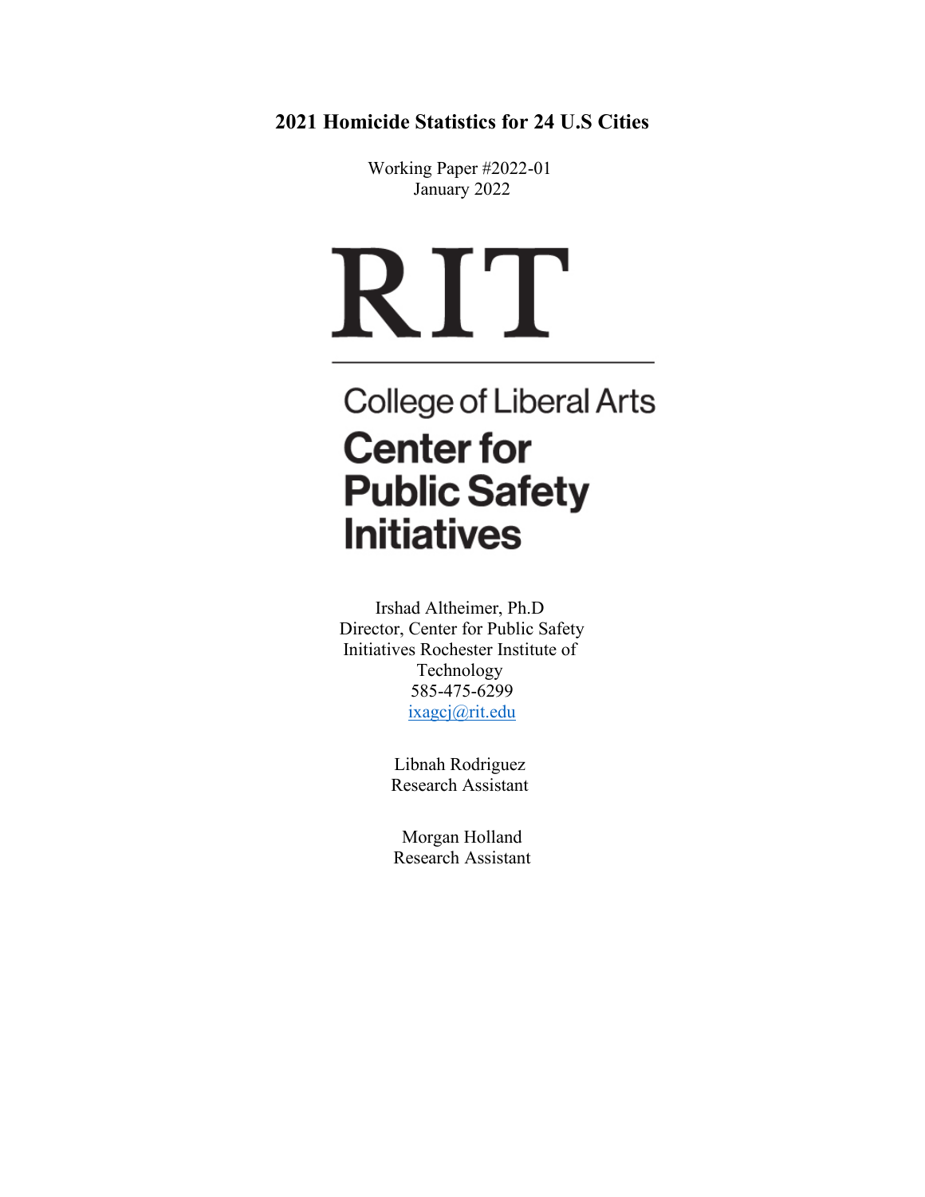# 2021 Homicide Statistics for 24 U.S Cities

Working Paper #2022-01
January 2022

RIT

College of Liberal Arts
**Center for Public Safety Initiatives**

Irshad Altheimer, Ph.D
Director, Center for Public Safety Initiatives Rochester Institute of Technology
585-475-6299
ixagcj@rit.edu

Libnah Rodriguez
Research Assistant

Morgan Holland
Research Assistant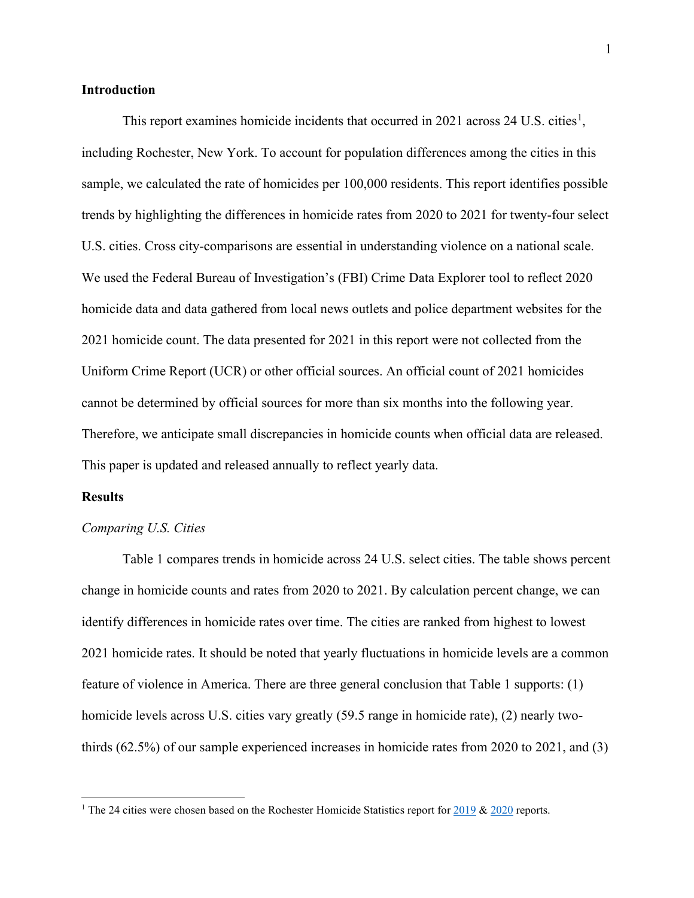## Introduction

This report examines homicide incidents that occurred in 2021 across 24 U.S. cities[1], including Rochester, New York. To account for population differences among the cities in this sample, we calculated the rate of homicides per 100,000 residents. This report identifies possible trends by highlighting the differences in homicide rates from 2020 to 2021 for twenty-four select U.S. cities. Cross city-comparisons are essential in understanding violence on a national scale. We used the Federal Bureau of Investigation's (FBI) Crime Data Explorer tool to reflect 2020 homicide data and data gathered from local news outlets and police department websites for the 2021 homicide count. The data presented for 2021 in this report were not collected from the Uniform Crime Report (UCR) or other official sources. An official count of 2021 homicides cannot be determined by official sources for more than six months into the following year. Therefore, we anticipate small discrepancies in homicide counts when official data are released. This paper is updated and released annually to reflect yearly data.

## Results

### *Comparing U.S. Cities*

Table 1 compares trends in homicide across 24 U.S. select cities. The table shows percent change in homicide counts and rates from 2020 to 2021. By calculation percent change, we can identify differences in homicide rates over time. The cities are ranked from highest to lowest 2021 homicide rates. It should be noted that yearly fluctuations in homicide levels are a common feature of violence in America. There are three general conclusion that Table 1 supports: (1) homicide levels across U.S. cities vary greatly (59.5 range in homicide rate), (2) nearly two-thirds (62.5%) of our sample experienced increases in homicide rates from 2020 to 2021, and (3)

[1] The 24 cities were chosen based on the Rochester Homicide Statistics report for 2019 & 2020 reports.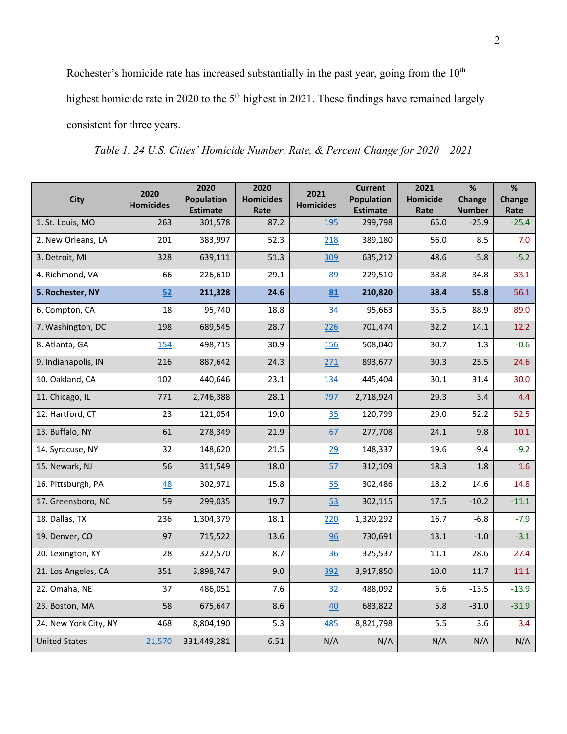Rochester's homicide rate has increased substantially in the past year, going from the 10th highest homicide rate in 2020 to the 5th highest in 2021. These findings have remained largely consistent for three years.

*Table 1. 24 U.S. Cities' Homicide Number, Rate, & Percent Change for 2020 – 2021*

| City | 2020 Homicides | 2020 Population Estimate | 2020 Homicides Rate | 2021 Homicides | Current Population Estimate | 2021 Homicide Rate | % Change Number | % Change Rate |
|---|---|---|---|---|---|---|---|---|
| 1. St. Louis, MO | 263 | 301,578 | 87.2 | 195 | 299,798 | 65.0 | -25.9 | -25.4 |
| 2. New Orleans, LA | 201 | 383,997 | 52.3 | 218 | 389,180 | 56.0 | 8.5 | 7.0 |
| 3. Detroit, MI | 328 | 639,111 | 51.3 | 309 | 635,212 | 48.6 | -5.8 | -5.2 |
| 4. Richmond, VA | 66 | 226,610 | 29.1 | 89 | 229,510 | 38.8 | 34.8 | 33.1 |
| **5. Rochester, NY** | **52** | **211,328** | **24.6** | **81** | **210,820** | **38.4** | **55.8** | 56.1 |
| 6. Compton, CA | 18 | 95,740 | 18.8 | 34 | 95,663 | 35.5 | 88.9 | 89.0 |
| 7. Washington, DC | 198 | 689,545 | 28.7 | 226 | 701,474 | 32.2 | 14.1 | 12.2 |
| 8. Atlanta, GA | 154 | 498,715 | 30.9 | 156 | 508,040 | 30.7 | 1.3 | -0.6 |
| 9. Indianapolis, IN | 216 | 887,642 | 24.3 | 271 | 893,677 | 30.3 | 25.5 | 24.6 |
| 10. Oakland, CA | 102 | 440,646 | 23.1 | 134 | 445,404 | 30.1 | 31.4 | 30.0 |
| 11. Chicago, IL | 771 | 2,746,388 | 28.1 | 797 | 2,718,924 | 29.3 | 3.4 | 4.4 |
| 12. Hartford, CT | 23 | 121,054 | 19.0 | 35 | 120,799 | 29.0 | 52.2 | 52.5 |
| 13. Buffalo, NY | 61 | 278,349 | 21.9 | 67 | 277,708 | 24.1 | 9.8 | 10.1 |
| 14. Syracuse, NY | 32 | 148,620 | 21.5 | 29 | 148,337 | 19.6 | -9.4 | -9.2 |
| 15. Newark, NJ | 56 | 311,549 | 18.0 | 57 | 312,109 | 18.3 | 1.8 | 1.6 |
| 16. Pittsburgh, PA | 48 | 302,971 | 15.8 | 55 | 302,486 | 18.2 | 14.6 | 14.8 |
| 17. Greensboro, NC | 59 | 299,035 | 19.7 | 53 | 302,115 | 17.5 | -10.2 | -11.1 |
| 18. Dallas, TX | 236 | 1,304,379 | 18.1 | 220 | 1,320,292 | 16.7 | -6.8 | -7.9 |
| 19. Denver, CO | 97 | 715,522 | 13.6 | 96 | 730,691 | 13.1 | -1.0 | -3.1 |
| 20. Lexington, KY | 28 | 322,570 | 8.7 | 36 | 325,537 | 11.1 | 28.6 | 27.4 |
| 21. Los Angeles, CA | 351 | 3,898,747 | 9.0 | 392 | 3,917,850 | 10.0 | 11.7 | 11.1 |
| 22. Omaha, NE | 37 | 486,051 | 7.6 | 32 | 488,092 | 6.6 | -13.5 | -13.9 |
| 23. Boston, MA | 58 | 675,647 | 8.6 | 40 | 683,822 | 5.8 | -31.0 | -31.9 |
| 24. New York City, NY | 468 | 8,804,190 | 5.3 | 485 | 8,821,798 | 5.5 | 3.6 | 3.4 |
| United States | 21,570 | 331,449,281 | 6.51 | N/A | N/A | N/A | N/A | N/A |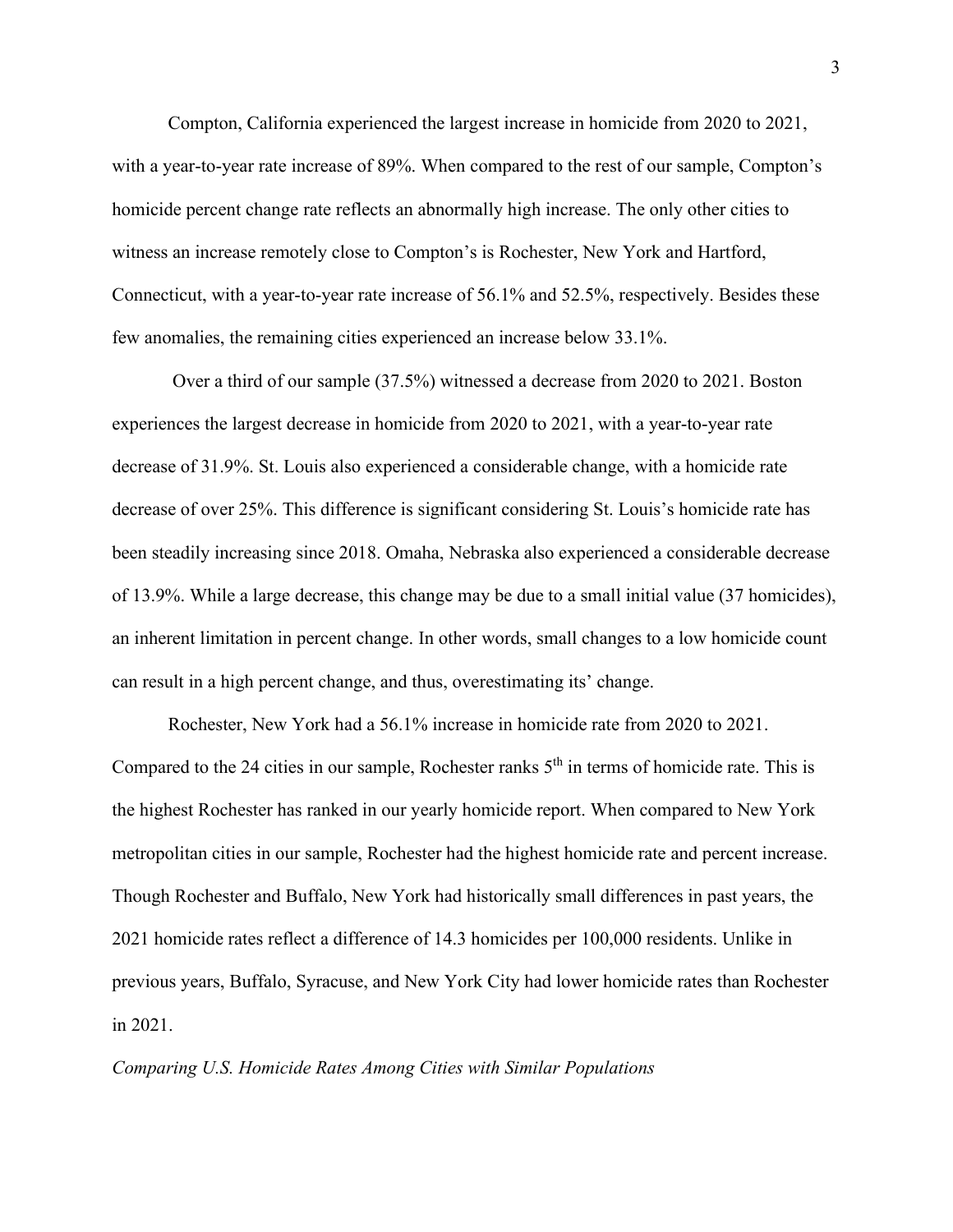Compton, California experienced the largest increase in homicide from 2020 to 2021, with a year-to-year rate increase of 89%. When compared to the rest of our sample, Compton's homicide percent change rate reflects an abnormally high increase. The only other cities to witness an increase remotely close to Compton's is Rochester, New York and Hartford, Connecticut, with a year-to-year rate increase of 56.1% and 52.5%, respectively. Besides these few anomalies, the remaining cities experienced an increase below 33.1%.

Over a third of our sample (37.5%) witnessed a decrease from 2020 to 2021. Boston experiences the largest decrease in homicide from 2020 to 2021, with a year-to-year rate decrease of 31.9%. St. Louis also experienced a considerable change, with a homicide rate decrease of over 25%. This difference is significant considering St. Louis's homicide rate has been steadily increasing since 2018. Omaha, Nebraska also experienced a considerable decrease of 13.9%. While a large decrease, this change may be due to a small initial value (37 homicides), an inherent limitation in percent change. In other words, small changes to a low homicide count can result in a high percent change, and thus, overestimating its' change.

Rochester, New York had a 56.1% increase in homicide rate from 2020 to 2021. Compared to the 24 cities in our sample, Rochester ranks 5th in terms of homicide rate. This is the highest Rochester has ranked in our yearly homicide report. When compared to New York metropolitan cities in our sample, Rochester had the highest homicide rate and percent increase. Though Rochester and Buffalo, New York had historically small differences in past years, the 2021 homicide rates reflect a difference of 14.3 homicides per 100,000 residents. Unlike in previous years, Buffalo, Syracuse, and New York City had lower homicide rates than Rochester in 2021.

*Comparing U.S. Homicide Rates Among Cities with Similar Populations*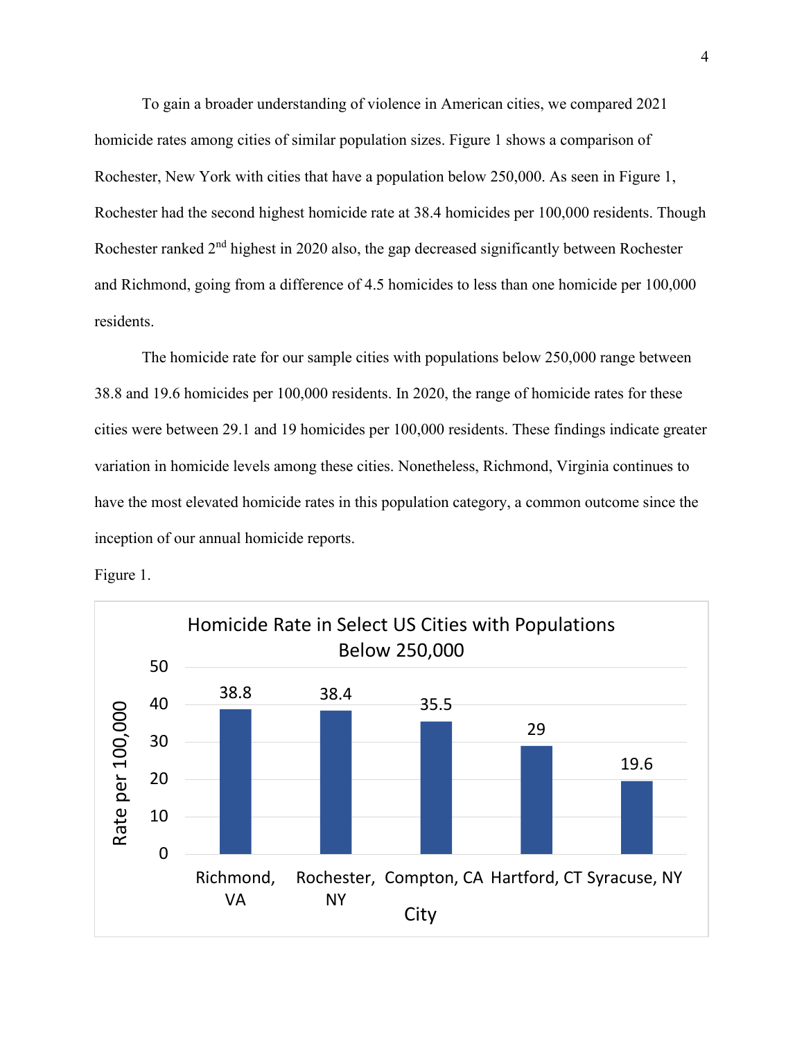To gain a broader understanding of violence in American cities, we compared 2021 homicide rates among cities of similar population sizes. Figure 1 shows a comparison of Rochester, New York with cities that have a population below 250,000. As seen in Figure 1, Rochester had the second highest homicide rate at 38.4 homicides per 100,000 residents. Though Rochester ranked 2nd highest in 2020 also, the gap decreased significantly between Rochester and Richmond, going from a difference of 4.5 homicides to less than one homicide per 100,000 residents.

The homicide rate for our sample cities with populations below 250,000 range between 38.8 and 19.6 homicides per 100,000 residents. In 2020, the range of homicide rates for these cities were between 29.1 and 19 homicides per 100,000 residents. These findings indicate greater variation in homicide levels among these cities. Nonetheless, Richmond, Virginia continues to have the most elevated homicide rates in this population category, a common outcome since the inception of our annual homicide reports.

Figure 1.

**Homicide Rate in Select US Cities with Populations Below 250,000**

| City | Rate per 100,000 |
|---|---|
| Richmond, VA | 38.8 |
| Rochester, NY | 38.4 |
| Compton, CA | 35.5 |
| Hartford, CT | 29 |
| Syracuse, NY | 19.6 |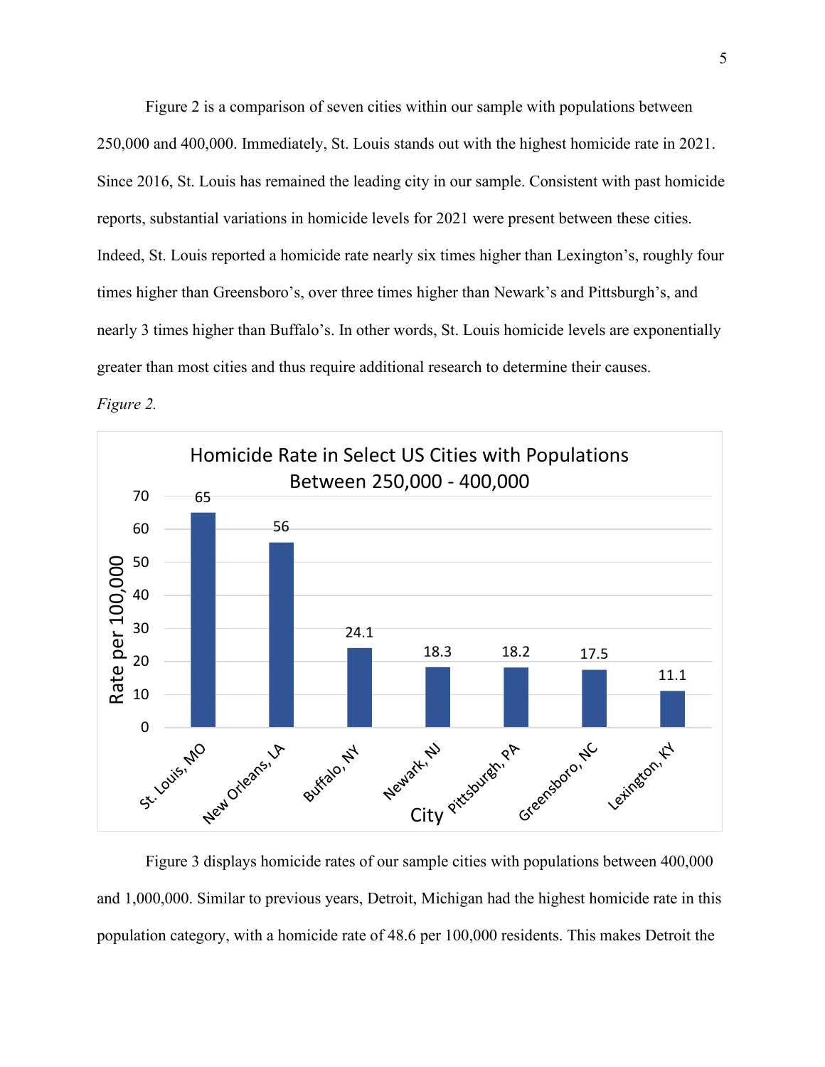Figure 2 is a comparison of seven cities within our sample with populations between 250,000 and 400,000. Immediately, St. Louis stands out with the highest homicide rate in 2021. Since 2016, St. Louis has remained the leading city in our sample. Consistent with past homicide reports, substantial variations in homicide levels for 2021 were present between these cities. Indeed, St. Louis reported a homicide rate nearly six times higher than Lexington's, roughly four times higher than Greensboro's, over three times higher than Newark's and Pittsburgh's, and nearly 3 times higher than Buffalo's. In other words, St. Louis homicide levels are exponentially greater than most cities and thus require additional research to determine their causes.

*Figure 2.*

**Homicide Rate in Select US Cities with Populations Between 250,000 - 400,000**

| City | Rate per 100,000 |
| --- | --- |
| St. Louis, MO | 65 |
| New Orleans, LA | 56 |
| Buffalo, NY | 24.1 |
| Newark, NJ | 18.3 |
| Pittsburgh, PA | 18.2 |
| Greensboro, NC | 17.5 |
| Lexington, KY | 11.1 |

Figure 3 displays homicide rates of our sample cities with populations between 400,000 and 1,000,000. Similar to previous years, Detroit, Michigan had the highest homicide rate in this population category, with a homicide rate of 48.6 per 100,000 residents. This makes Detroit the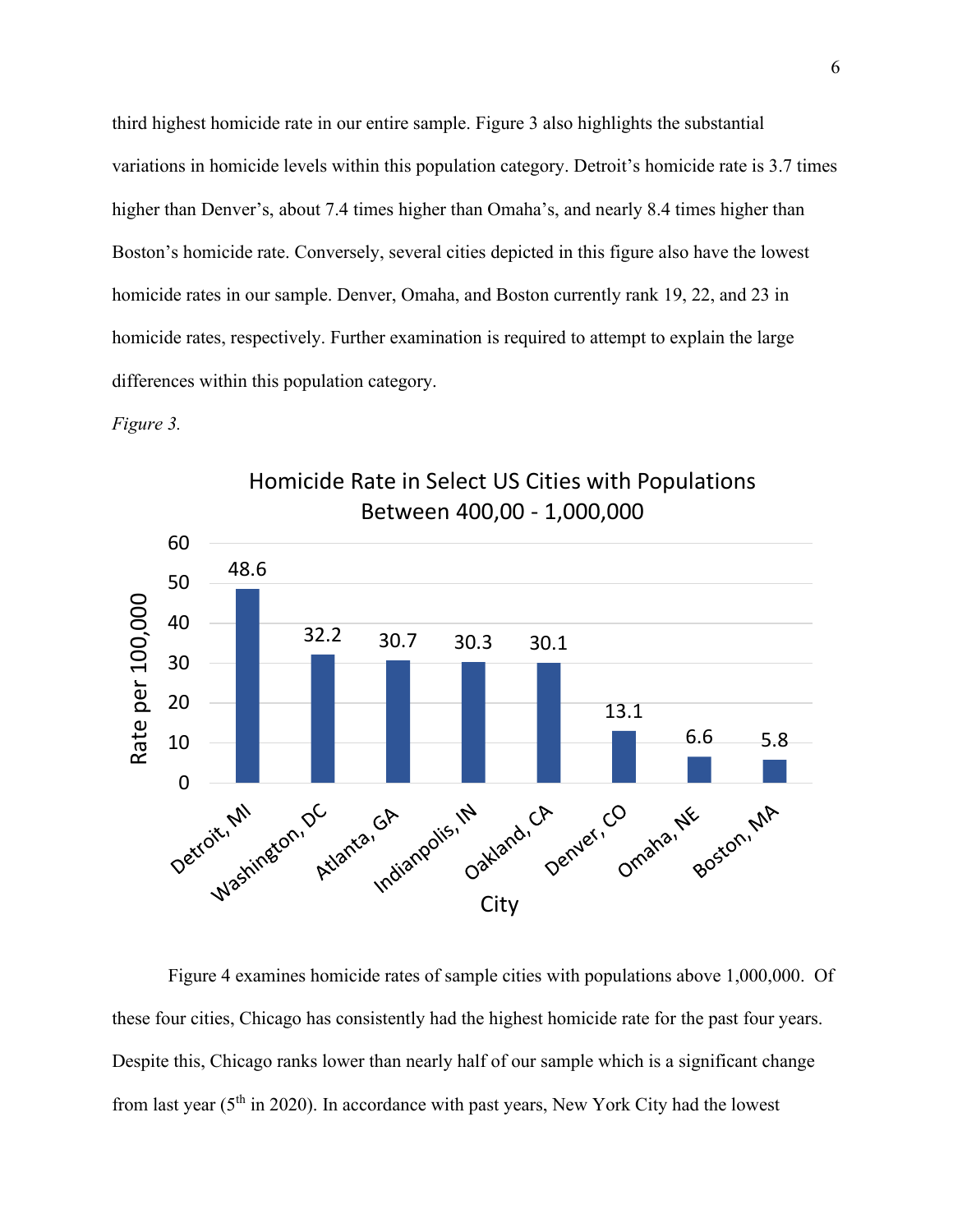third highest homicide rate in our entire sample. Figure 3 also highlights the substantial variations in homicide levels within this population category. Detroit's homicide rate is 3.7 times higher than Denver's, about 7.4 times higher than Omaha's, and nearly 8.4 times higher than Boston's homicide rate. Conversely, several cities depicted in this figure also have the lowest homicide rates in our sample. Denver, Omaha, and Boston currently rank 19, 22, and 23 in homicide rates, respectively. Further examination is required to attempt to explain the large differences within this population category.

*Figure 3.*

Homicide Rate in Select US Cities with Populations Between 400,00 - 1,000,000

| City | Rate per 100,000 |
|---|---|
| Detroit, MI | 48.6 |
| Washington, DC | 32.2 |
| Atlanta, GA | 30.7 |
| Indianpolis, IN | 30.3 |
| Oakland, CA | 30.1 |
| Denver, CO | 13.1 |
| Omaha, NE | 6.6 |
| Boston, MA | 5.8 |

Figure 4 examines homicide rates of sample cities with populations above 1,000,000. Of these four cities, Chicago has consistently had the highest homicide rate for the past four years. Despite this, Chicago ranks lower than nearly half of our sample which is a significant change from last year (5th in 2020). In accordance with past years, New York City had the lowest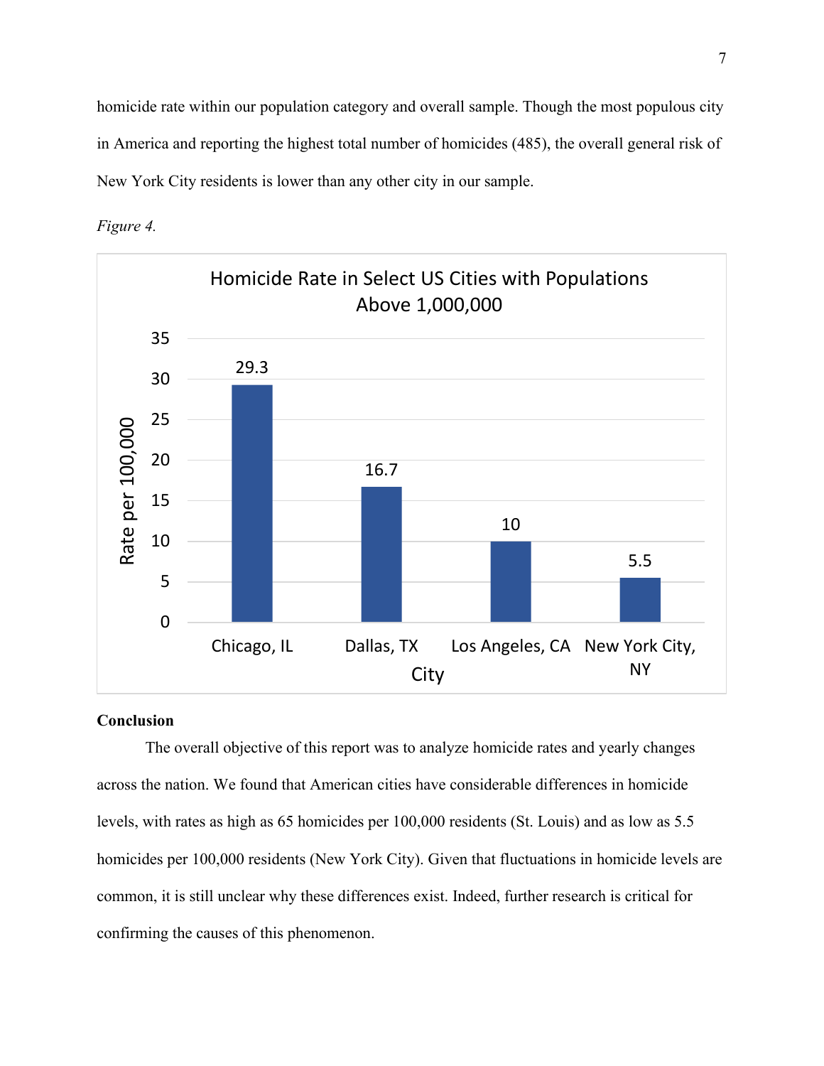homicide rate within our population category and overall sample. Though the most populous city in America and reporting the highest total number of homicides (485), the overall general risk of New York City residents is lower than any other city in our sample.

*Figure 4.*

**Homicide Rate in Select US Cities with Populations Above 1,000,000**

| City | Rate per 100,000 |
| --- | --- |
| Chicago, IL | 29.3 |
| Dallas, TX | 16.7 |
| Los Angeles, CA | 10 |
| New York City, NY | 5.5 |

## Conclusion

The overall objective of this report was to analyze homicide rates and yearly changes across the nation. We found that American cities have considerable differences in homicide levels, with rates as high as 65 homicides per 100,000 residents (St. Louis) and as low as 5.5 homicides per 100,000 residents (New York City). Given that fluctuations in homicide levels are common, it is still unclear why these differences exist. Indeed, further research is critical for confirming the causes of this phenomenon.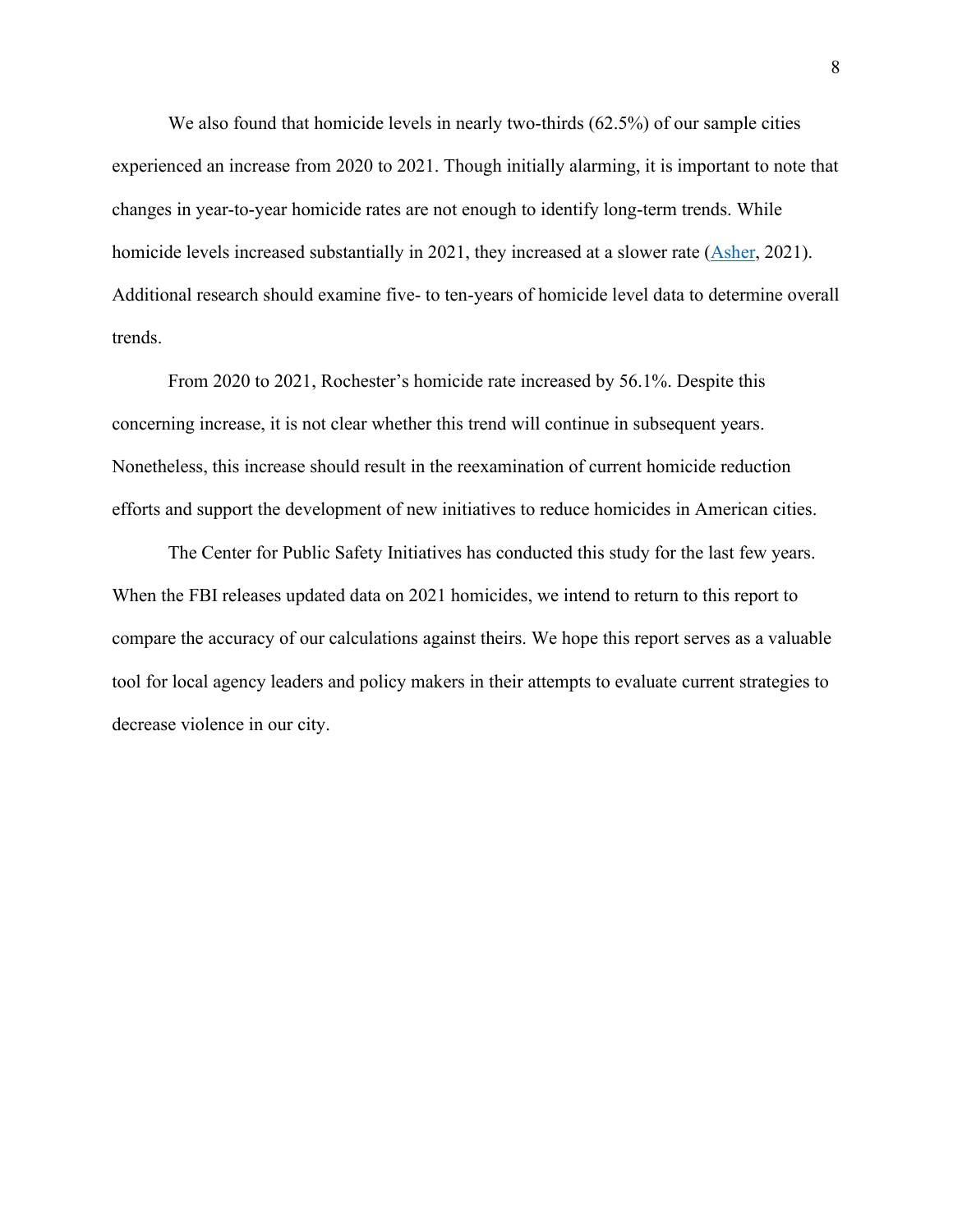We also found that homicide levels in nearly two-thirds (62.5%) of our sample cities experienced an increase from 2020 to 2021. Though initially alarming, it is important to note that changes in year-to-year homicide rates are not enough to identify long-term trends. While homicide levels increased substantially in 2021, they increased at a slower rate (Asher, 2021). Additional research should examine five- to ten-years of homicide level data to determine overall trends.

From 2020 to 2021, Rochester's homicide rate increased by 56.1%. Despite this concerning increase, it is not clear whether this trend will continue in subsequent years. Nonetheless, this increase should result in the reexamination of current homicide reduction efforts and support the development of new initiatives to reduce homicides in American cities.

The Center for Public Safety Initiatives has conducted this study for the last few years. When the FBI releases updated data on 2021 homicides, we intend to return to this report to compare the accuracy of our calculations against theirs. We hope this report serves as a valuable tool for local agency leaders and policy makers in their attempts to evaluate current strategies to decrease violence in our city.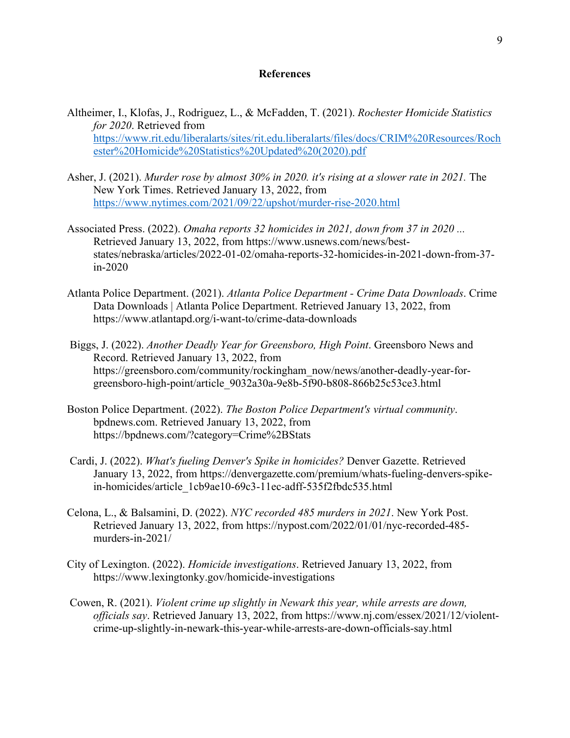## References

Altheimer, I., Klofas, J., Rodriguez, L., & McFadden, T. (2021). *Rochester Homicide Statistics for 2020*. Retrieved from https://www.rit.edu/liberalarts/sites/rit.edu.liberalarts/files/docs/CRIM%20Resources/Rochester%20Homicide%20Statistics%20Updated%20(2020).pdf

Asher, J. (2021). *Murder rose by almost 30% in 2020. it's rising at a slower rate in 2021.* The New York Times. Retrieved January 13, 2022, from https://www.nytimes.com/2021/09/22/upshot/murder-rise-2020.html

Associated Press. (2022). *Omaha reports 32 homicides in 2021, down from 37 in 2020 ...* Retrieved January 13, 2022, from https://www.usnews.com/news/best-states/nebraska/articles/2022-01-02/omaha-reports-32-homicides-in-2021-down-from-37-in-2020

Atlanta Police Department. (2021). *Atlanta Police Department - Crime Data Downloads*. Crime Data Downloads | Atlanta Police Department. Retrieved January 13, 2022, from https://www.atlantapd.org/i-want-to/crime-data-downloads

Biggs, J. (2022). *Another Deadly Year for Greensboro, High Point*. Greensboro News and Record. Retrieved January 13, 2022, from https://greensboro.com/community/rockingham_now/news/another-deadly-year-for-greensboro-high-point/article_9032a30a-9e8b-5f90-b808-866b25c53ce3.html

Boston Police Department. (2022). *The Boston Police Department's virtual community*. bpdnews.com. Retrieved January 13, 2022, from https://bpdnews.com/?category=Crime%2BStats

Cardi, J. (2022). *What's fueling Denver's Spike in homicides?* Denver Gazette. Retrieved January 13, 2022, from https://denvergazette.com/premium/whats-fueling-denvers-spike-in-homicides/article_1cb9ae10-69c3-11ec-adff-535f2fbdc535.html

Celona, L., & Balsamini, D. (2022). *NYC recorded 485 murders in 2021*. New York Post. Retrieved January 13, 2022, from https://nypost.com/2022/01/01/nyc-recorded-485-murders-in-2021/

City of Lexington. (2022). *Homicide investigations*. Retrieved January 13, 2022, from https://www.lexingtonky.gov/homicide-investigations

Cowen, R. (2021). *Violent crime up slightly in Newark this year, while arrests are down, officials say*. Retrieved January 13, 2022, from https://www.nj.com/essex/2021/12/violent-crime-up-slightly-in-newark-this-year-while-arrests-are-down-officials-say.html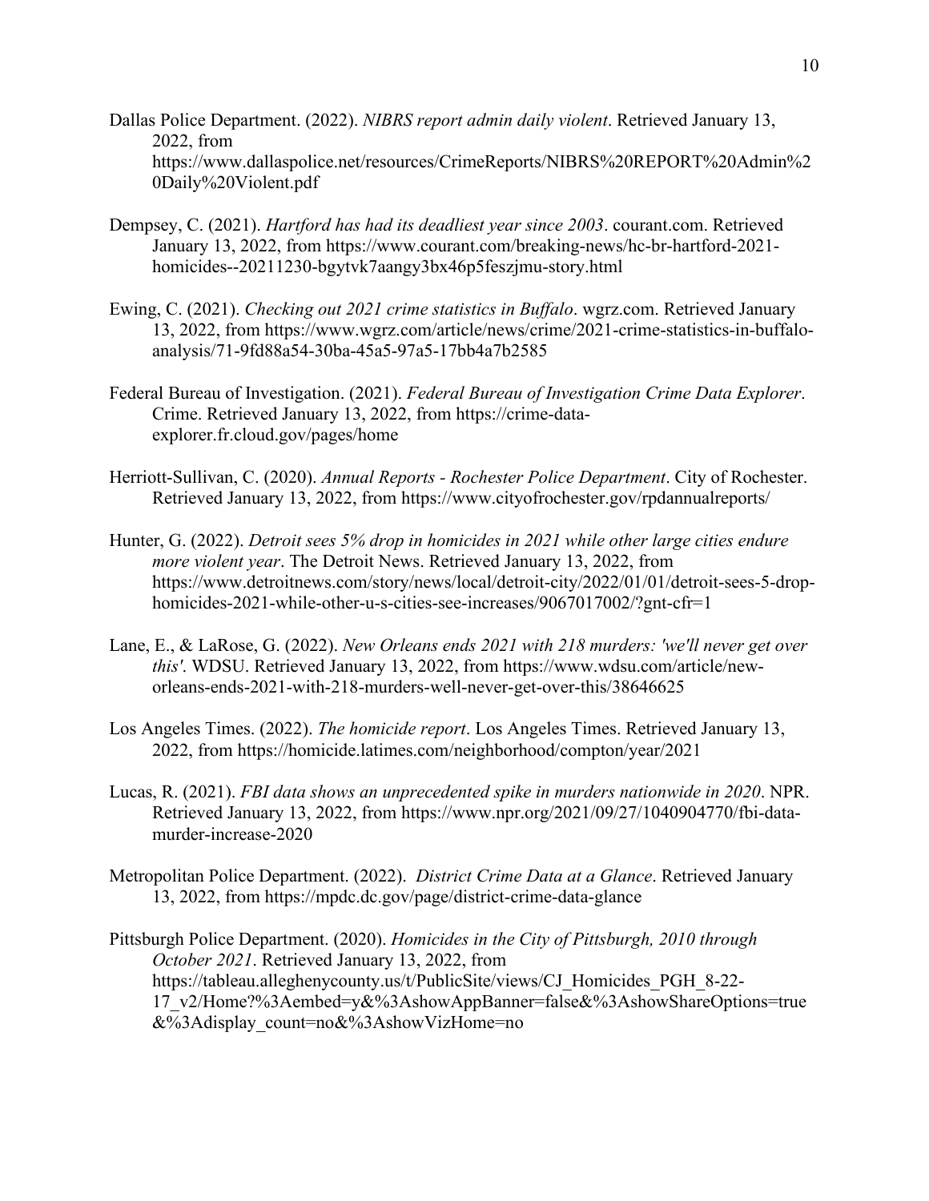Dallas Police Department. (2022). *NIBRS report admin daily violent*. Retrieved January 13, 2022, from https://www.dallaspolice.net/resources/CrimeReports/NIBRS%20REPORT%20Admin%20Daily%20Violent.pdf

Dempsey, C. (2021). *Hartford has had its deadliest year since 2003*. courant.com. Retrieved January 13, 2022, from https://www.courant.com/breaking-news/hc-br-hartford-2021-homicides--20211230-bgytvk7aangy3bx46p5feszjmu-story.html

Ewing, C. (2021). *Checking out 2021 crime statistics in Buffalo*. wgrz.com. Retrieved January 13, 2022, from https://www.wgrz.com/article/news/crime/2021-crime-statistics-in-buffalo-analysis/71-9fd88a54-30ba-45a5-97a5-17bb4a7b2585

Federal Bureau of Investigation. (2021). *Federal Bureau of Investigation Crime Data Explorer*. Crime. Retrieved January 13, 2022, from https://crime-data-explorer.fr.cloud.gov/pages/home

Herriott-Sullivan, C. (2020). *Annual Reports - Rochester Police Department*. City of Rochester. Retrieved January 13, 2022, from https://www.cityofrochester.gov/rpdannualreports/

Hunter, G. (2022). *Detroit sees 5% drop in homicides in 2021 while other large cities endure more violent year*. The Detroit News. Retrieved January 13, 2022, from https://www.detroitnews.com/story/news/local/detroit-city/2022/01/01/detroit-sees-5-drop-homicides-2021-while-other-u-s-cities-see-increases/9067017002/?gnt-cfr=1

Lane, E., & LaRose, G. (2022). *New Orleans ends 2021 with 218 murders: 'we'll never get over this'*. WDSU. Retrieved January 13, 2022, from https://www.wdsu.com/article/new-orleans-ends-2021-with-218-murders-well-never-get-over-this/38646625

Los Angeles Times. (2022). *The homicide report*. Los Angeles Times. Retrieved January 13, 2022, from https://homicide.latimes.com/neighborhood/compton/year/2021

Lucas, R. (2021). *FBI data shows an unprecedented spike in murders nationwide in 2020*. NPR. Retrieved January 13, 2022, from https://www.npr.org/2021/09/27/1040904770/fbi-data-murder-increase-2020

Metropolitan Police Department. (2022). *District Crime Data at a Glance*. Retrieved January 13, 2022, from https://mpdc.dc.gov/page/district-crime-data-glance

Pittsburgh Police Department. (2020). *Homicides in the City of Pittsburgh, 2010 through October 2021*. Retrieved January 13, 2022, from https://tableau.alleghenycounty.us/t/PublicSite/views/CJ_Homicides_PGH_8-22-17_v2/Home?%3Aembed=y&%3AshowAppBanner=false&%3AshowShareOptions=true&%3Adisplay_count=no&%3AshowVizHome=no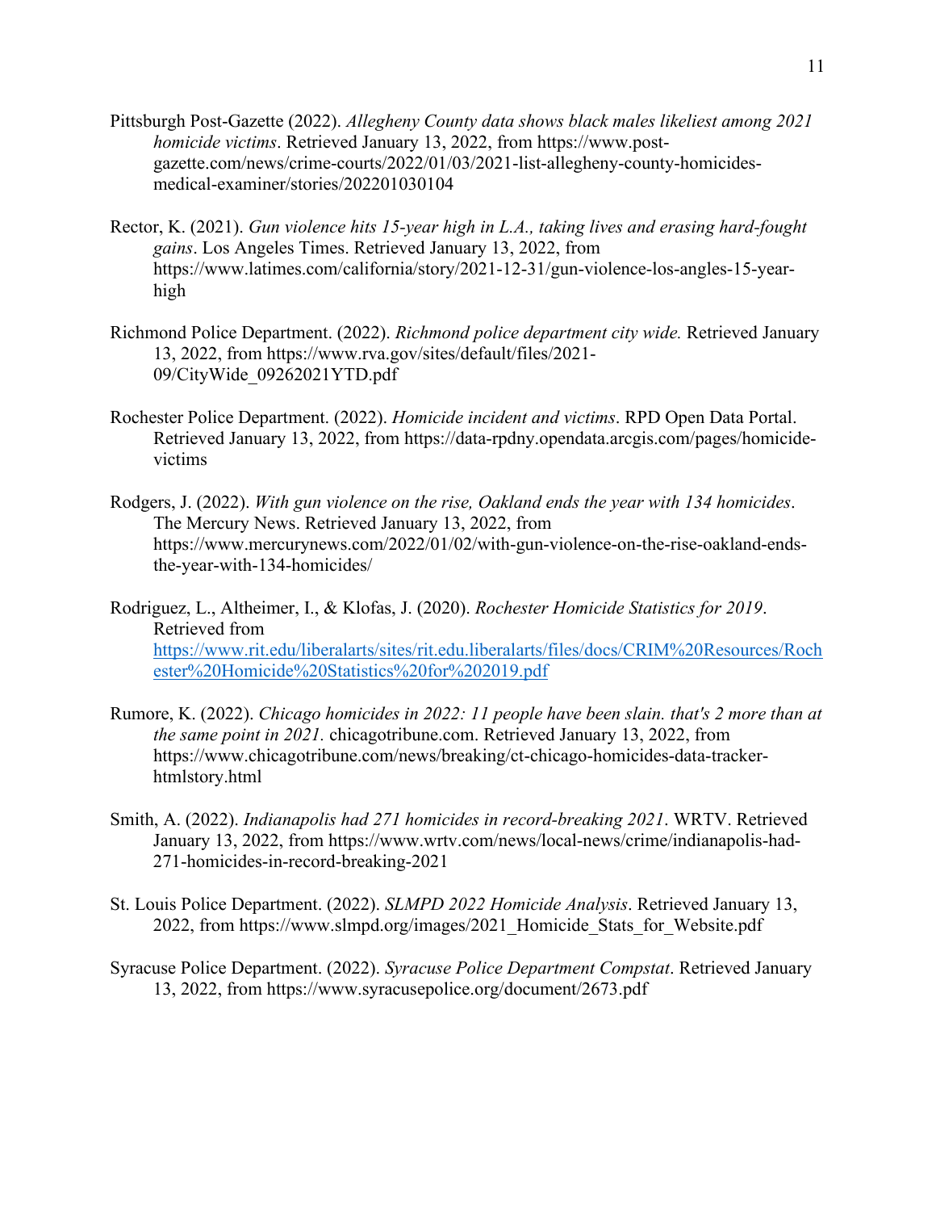Pittsburgh Post-Gazette (2022). *Allegheny County data shows black males likeliest among 2021 homicide victims*. Retrieved January 13, 2022, from https://www.post-gazette.com/news/crime-courts/2022/01/03/2021-list-allegheny-county-homicides-medical-examiner/stories/202201030104

Rector, K. (2021). *Gun violence hits 15-year high in L.A., taking lives and erasing hard-fought gains*. Los Angeles Times. Retrieved January 13, 2022, from https://www.latimes.com/california/story/2021-12-31/gun-violence-los-angles-15-year-high

Richmond Police Department. (2022). *Richmond police department city wide.* Retrieved January 13, 2022, from https://www.rva.gov/sites/default/files/2021-09/CityWide_09262021YTD.pdf

Rochester Police Department. (2022). *Homicide incident and victims*. RPD Open Data Portal. Retrieved January 13, 2022, from https://data-rpdny.opendata.arcgis.com/pages/homicide-victims

Rodgers, J. (2022). *With gun violence on the rise, Oakland ends the year with 134 homicides*. The Mercury News. Retrieved January 13, 2022, from https://www.mercurynews.com/2022/01/02/with-gun-violence-on-the-rise-oakland-ends-the-year-with-134-homicides/

Rodriguez, L., Altheimer, I., & Klofas, J. (2020). *Rochester Homicide Statistics for 2019*. Retrieved from https://www.rit.edu/liberalarts/sites/rit.edu.liberalarts/files/docs/CRIM%20Resources/Rochester%20Homicide%20Statistics%20for%202019.pdf

Rumore, K. (2022). *Chicago homicides in 2022: 11 people have been slain. that's 2 more than at the same point in 2021.* chicagotribune.com. Retrieved January 13, 2022, from https://www.chicagotribune.com/news/breaking/ct-chicago-homicides-data-tracker-htmlstory.html

Smith, A. (2022). *Indianapolis had 271 homicides in record-breaking 2021*. WRTV. Retrieved January 13, 2022, from https://www.wrtv.com/news/local-news/crime/indianapolis-had-271-homicides-in-record-breaking-2021

St. Louis Police Department. (2022). *SLMPD 2022 Homicide Analysis*. Retrieved January 13, 2022, from https://www.slmpd.org/images/2021_Homicide_Stats_for_Website.pdf

Syracuse Police Department. (2022). *Syracuse Police Department Compstat*. Retrieved January 13, 2022, from https://www.syracusepolice.org/document/2673.pdf